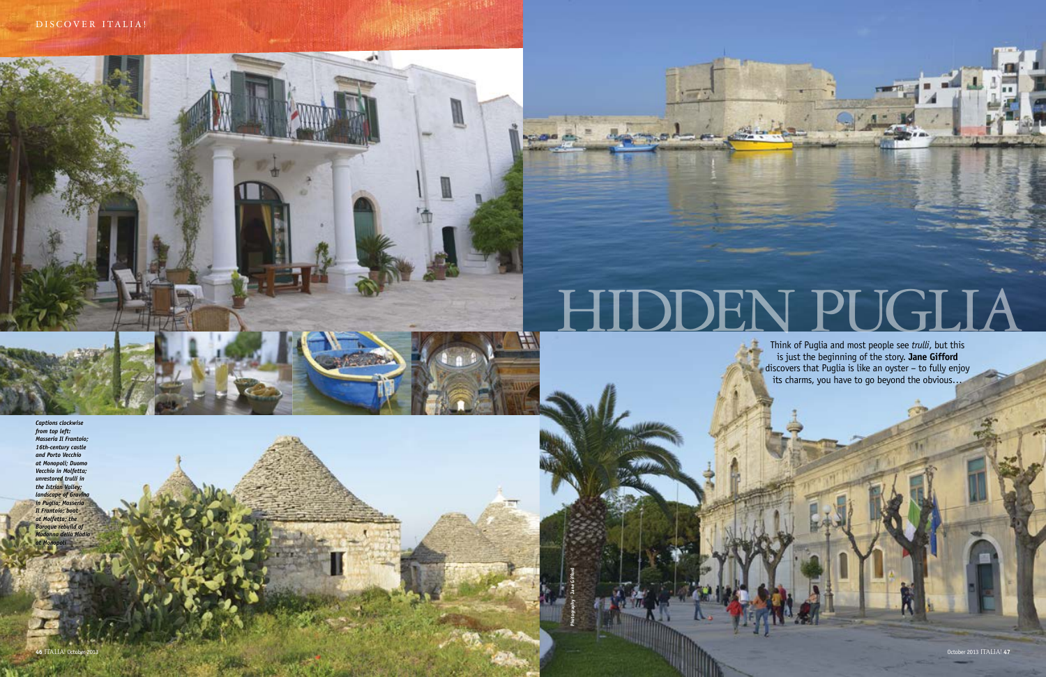# HIDDEN PUGLIA

Think of Puglia and most people see *trulli*, but this is just the beginning of the story. **Jane Gifford** discovers that Puglia is like an oyster – to fully enjoy its charms, you have to go beyond the obvious…

*Captions clockwise from top left: Masseria Il Frantoio; 16th-century castle and Porto Vecchio at Monopoli; Duomo Vecchio in Molfetta; unrestored trulli in the Istrian Valley; landscape of Gravina in Puglia; Masseria Il Frantoio; boat at Molfetta; the Baroque rebuild of Madonna della Madia at Monopoli*

Photography © Jane Gifford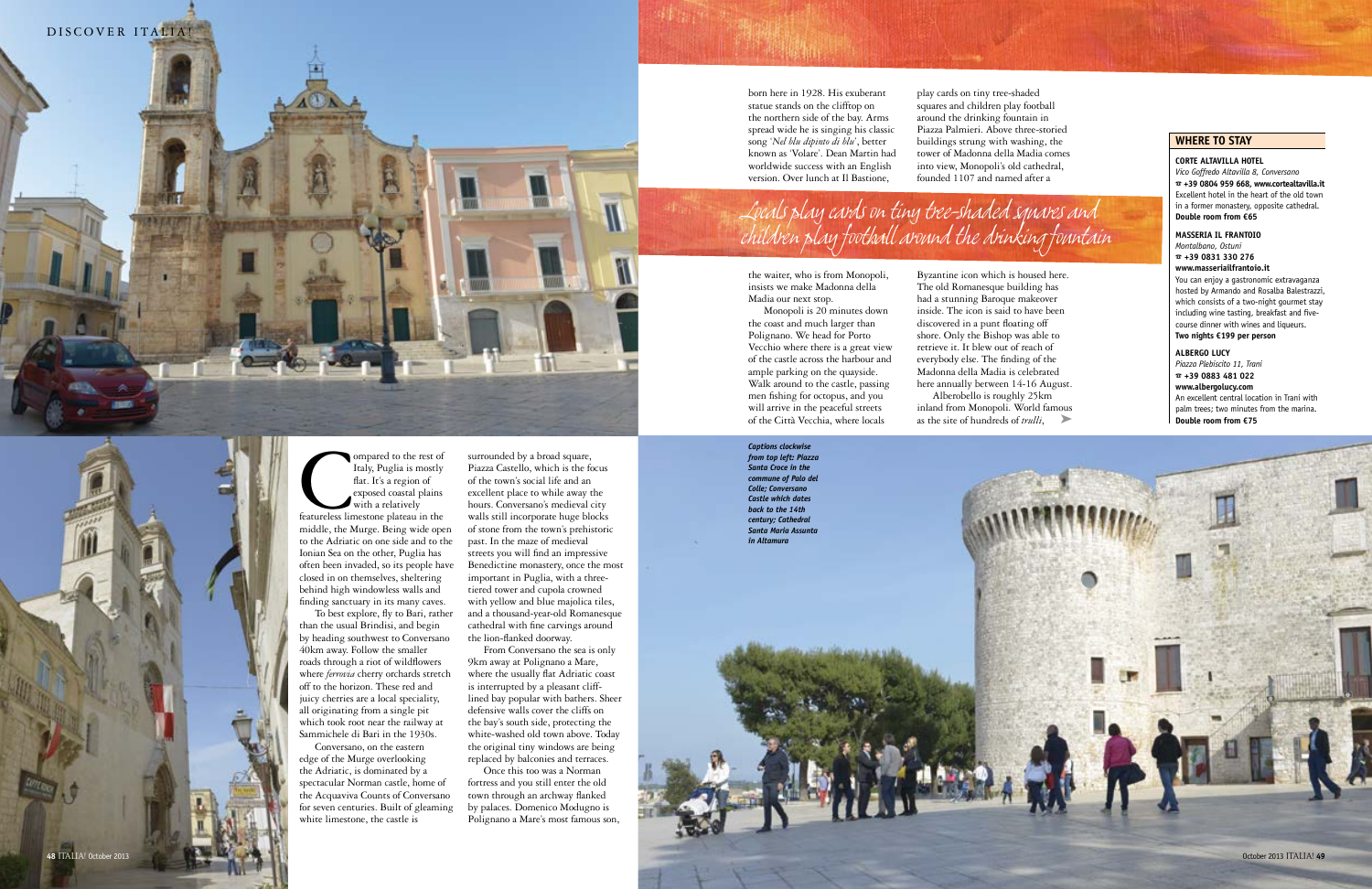Compared to the rest of Italy, Puglia is mostly flat. It's a region of exposed coastal plains with a relatively featureless limestone plateau in the middle, the Murge. Being wide open to the Adriatic on one side and to the Ionian Sea on the other, Puglia has often been invaded, so its people have closed in on themselves, sheltering behind high windowless walls and finding sanctuary in its many caves.

To best explore, fly to Bari, rather than the usual Brindisi, and begin by heading southwest to Conversano 40km away. Follow the smaller roads through a riot of wildflowers where *ferrovia* cherry orchards stretch off to the horizon. These red and juicy cherries are a local speciality, all originating from a single pit which took root near the railway at Sammichele di Bari in the 1930s.

Conversano, on the eastern edge of the Murge overlooking the Adriatic, is dominated by a spectacular Norman castle, home of the Acquaviva Counts of Conversano for seven centuries. Built of gleaming white limestone, the castle is surrounded by a broad square, Piazza Castello, which is the focus of the town's social life and an excellent place to while away the hours. Conversano's medieval city walls still incorporate huge blocks of stone from the town's prehistoric past. In the maze of medieval streets you will find an impressive Benedictine monastery, once the most important in Puglia, with a three-tiered tower and cupola crowned with yellow and blue majolica tiles, and a thousand-year-old Romanesque cathedral with fine carvings around the lion-flanked doorway.

From Conversano the sea is only 9km away at Polignano a Mare, where the usually flat Adriatic coast is interrupted by a pleasant cliff-lined bay popular with bathers. Sheer defensive walls cover the cliffs on the bay's south side, protecting the white-washed old town above. Today the original tiny windows are being replaced by balconies and terraces.

Once this too was a Norman fortress and you still enter the old town through an archway flanked by palaces. Domenico Modugno is Polignano a Mare's most famous son, born here in 1928. His exuberant statue stands on the clifftop on the northern side of the bay. Arms spread wide he is singing his classic song '*Nel blu dipinto di blu*', better known as 'Volare'. Dean Martin had worldwide success with an English version. Over lunch at Il Bastione, the waiter, who is from Monopoli, insists we make Madonna della Madia our next stop.

Monopoli is 20 minutes down the coast and much larger than Polignano. We head for Porto Vecchio where there is a great view of the castle across the harbour and ample parking on the quayside. Walk around to the castle, passing men fishing for octopus, and you will arrive in the peaceful streets of the Città Vecchia, where locals play cards on tiny tree-shaded squares and children play football around the drinking fountain in Piazza Palmieri. Above three-storied buildings strung with washing, the tower of Madonna della Madia comes into view, Monopoli's old cathedral, founded 1107 and named after a Byzantine icon which is housed here. The old Romanesque building has had a stunning Baroque makeover inside. The icon is said to have been discovered in a punt floating off shore. Only the Bishop was able to retrieve it. It blew out of reach of everybody else. The finding of the Madonna della Madia is celebrated here annually between 14-16 August.

Alberobello is roughly 25km inland from Monopoli. World famous as the site of hundreds of *trulli*,

*Locals play cards on tiny tree-shaded squares and children play football around the drinking fountain*

*Captions clockwise from top left: Piazza Santa Croce in the commune of Palo del Colle; Conversano Castle which dates back to the 14th century; Cathedral Santa Maria Assunta in Altamura*

## WHERE TO STAY

**CORTE ALTAVILLA HOTEL**
*Vico Goffredo Altavilla 8, Conversano*
**☎ +39 0804 959 668, www.cortealtavilla.it**
Excellent hotel in the heart of the old town in a former monastery, opposite cathedral.
**Double room from €65**

**MASSERIA IL FRANTOIO**
*Montalbano, Ostuni*
**☎ +39 0831 330 276**
**www.masseriailfrantoio.it**
You can enjoy a gastronomic extravaganza hosted by Armando and Rosalba Balestrazzi, which consists of a two-night gourmet stay including wine tasting, breakfast and five-course dinner with wines and liqueurs.
**Two nights €199 per person**

**ALBERGO LUCY**
*Piazza Plebiscito 11, Trani*
**☎ +39 0883 481 022**
**www.albergolucy.com**
An excellent central location in Trani with palm trees; two minutes from the marina.
**Double room from €75**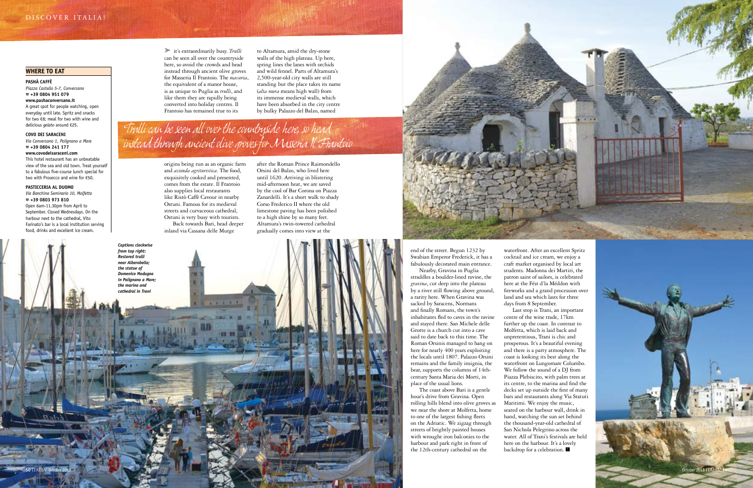## WHERE TO EAT

**PASHÀ CAFFÈ**
*Piazza Castello 5-7, Conversano*
**☎ +39 0804 951 079**
**www.pashaconversano.it**
A great spot for people watching, open everyday until late. Spritz and snacks for two €8; meal for two with wine and delicious *gelato* around €25.

**COVO DEI SARACENI**
*Via Conversano 1, Polignano a Mare*
**☎ +39 0804 241 177**
**www.covodeisaraceni.com**
This hotel restaurant has an unbeatable view of the sea and old town. Treat yourself to a fabulous five-course lunch special for two with Prosecco and wine for €50.

**PASTICCERIA AL DUOMO**
*Via Banchina Seminario 10, Molfetta*
**☎ +39 0803 973 810**
Open 6am-11.30pm from April to September. Closed Wednesdays. On the harbour next to the cathedral, Vito Farinato's bar is a local institution serving food, drinks and excellent ice cream.

➤ it's extraordinarily busy. *Trulli* can be seen all over the countryside here, so avoid the crowds and head instead through ancient olive groves for Masseria Il Frantoio. The *masseria*, the equivalent of a manor house, is as unique to Puglia as *trulli*, and like them they are rapidly being converted into holiday centres. Il Frantoio has remained true to its origins being run as an organic farm and *azienda agrituristica*. The food, exquisitely cooked and presented, comes from the estate. Il Frantoio also supplies local restaurants like Ristò Caffè Cavour in nearby Ostuni. Famous for its medieval streets and curvaceous cathedral, Ostuni is very busy with tourists.

Back towards Bari, head deeper inland via Cassana delle Murge to Altamura, amid the dry-stone walls of the high plateau. Up here, spring lines the lanes with orchids and wild fennel. Parts of Altamura's 2,500-year-old city walls are still standing but the place takes its name (*alta mura* means high wall) from its immense medieval walls, which have been absorbed in the city centre by bulky Palazzo del Balzo, named after the Roman Prince Raimondello Orsini del Balzo, who lived here until 1620. Arriving in blistering mid-afternoon heat, we are saved by the cool of Bar Corona on Piazza Zanardelli. It's a short walk to shady Corso Frederico II where the old limestone paving has been polished to a high shine by so many feet. Altamura's twin-towered cathedral gradually comes into view at the end of the street. Begun 1232 by Swabian Emperor Frederick, it has a fabulously decorated main entrance.

*Trulli can be seen all over the countryside here, so head instead through ancient olive groves for Masseria Il Frantoio*

Nearby, Gravina in Puglia straddles a boulder-lined ravine, the *gravina*, cut deep into the plateau by a river still flowing above ground, a rarity here. When Gravina was sacked by Saracens, Normans and finally Romans, the town's inhabitants fled to caves in the ravine and stayed there. San Michele delle Grotte is a church cut into a cave said to date back to this time. The Roman Orsinis managed to hang on here for nearly 400 years exploiting the locals until 1807. Palazzo Orsini remains and the family insignia, the bear, supports the columns of 14th-century Santa Maria dei Morti, in place of the usual lions.

The coast above Bari is a gentle hour's drive from Gravina. Open rolling hills blend into olive groves as we near the shore at Molfetta, home to one of the largest fishing fleets on the Adriatic. We zigzag through streets of brightly painted houses with wrought iron balconies to the harbour and park right in front of the 12th-century cathedral on the waterfront. After an excellent Spritz cocktail and ice cream, we enjoy a craft market organised by local art students. Madonna dei Martiri, the patron saint of sailors, is celebrated here at the Fést d'la Méddon with fireworks and a grand procession over land and sea which lasts for three days from 8 September.

Last stop is Trani, an important centre of the wine trade, 17km further up the coast. In contrast to Molfetta, which is laid back and unpretentious, Trani is chic and prosperous. It's a beautiful evening and there is a party atmosphere. The coast is looking its best along the waterfront on Lungomare Columbo. We follow the sound of a DJ from Piazza Plebiscito, with palm trees at its centre, to the marina and find the decks set up outside the first of many bars and restaurants along Via Statuti Maritimi. We enjoy the music, seated on the harbour wall, drink in hand, watching the sun set behind the thousand-year-old cathedral of San Nichola Pelegrino across the water. All of Trani's festivals are held here on the harbour. It's a lovely backdrop for a celebration. ■

*Captions clockwise from top right: Restored trulli near Alberobello; the statue of Domenico Modugno in Polignano a Mare; the marina and cathedral in Trani*